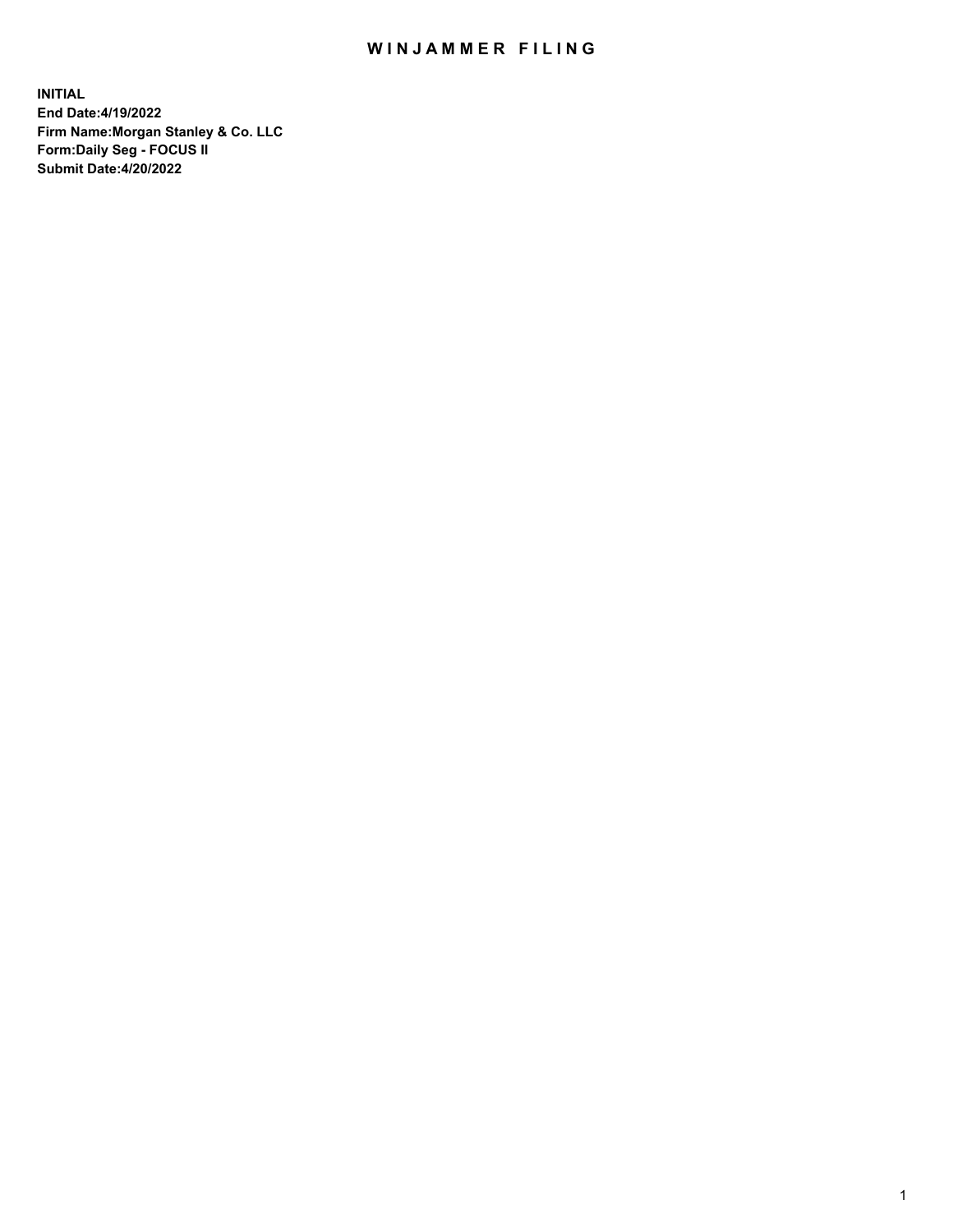# WINJAMMER FILING

**INITIAL**
**End Date:4/19/2022**
**Firm Name:Morgan Stanley & Co. LLC**
**Form:Daily Seg - FOCUS II**
**Submit Date:4/20/2022**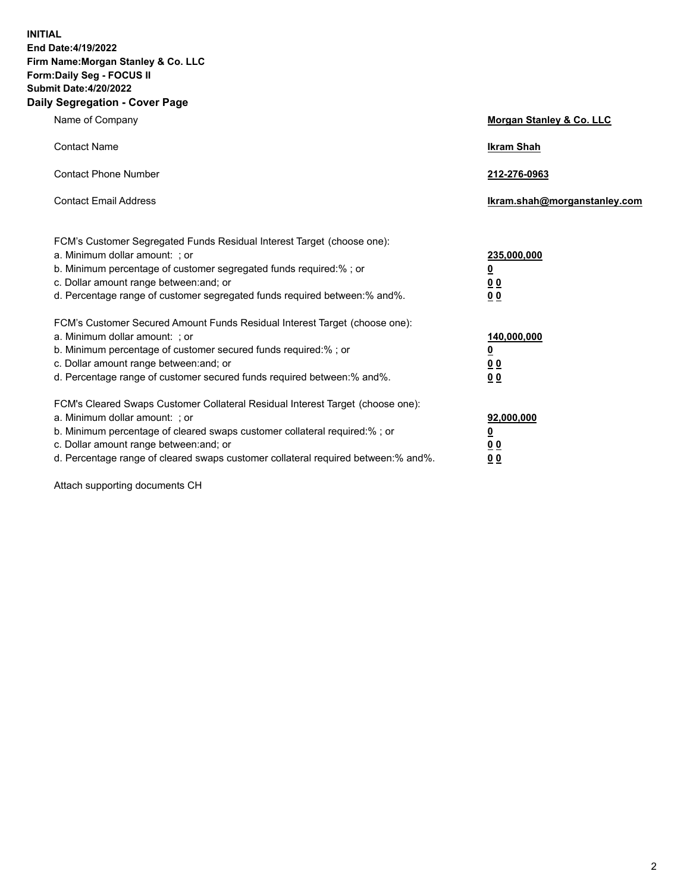**INITIAL**
**End Date:4/19/2022**
**Firm Name:Morgan Stanley & Co. LLC**
**Form:Daily Seg - FOCUS II**
**Submit Date:4/20/2022**

## Daily Segregation - Cover Page

| | |
|---|---|
| Name of Company | **Morgan Stanley & Co. LLC** |
| Contact Name | **Ikram Shah** |
| Contact Phone Number | **212-276-0963** |
| Contact Email Address | **Ikram.shah@morganstanley.com** |

| | |
|---|---|
| FCM's Customer Segregated Funds Residual Interest Target (choose one): | |
| a. Minimum dollar amount: ; or | **235,000,000** |
| b. Minimum percentage of customer segregated funds required:% ; or | **0** |
| c. Dollar amount range between:and; or | **0 0** |
| d. Percentage range of customer segregated funds required between:% and%. | **0 0** |
| FCM's Customer Secured Amount Funds Residual Interest Target (choose one): | |
| a. Minimum dollar amount: ; or | **140,000,000** |
| b. Minimum percentage of customer secured funds required:% ; or | **0** |
| c. Dollar amount range between:and; or | **0 0** |
| d. Percentage range of customer secured funds required between:% and%. | **0 0** |
| FCM's Cleared Swaps Customer Collateral Residual Interest Target (choose one): | |
| a. Minimum dollar amount: ; or | **92,000,000** |
| b. Minimum percentage of cleared swaps customer collateral required:% ; or | **0** |
| c. Dollar amount range between:and; or | **0 0** |
| d. Percentage range of cleared swaps customer collateral required between:% and%. | **0 0** |

Attach supporting documents CH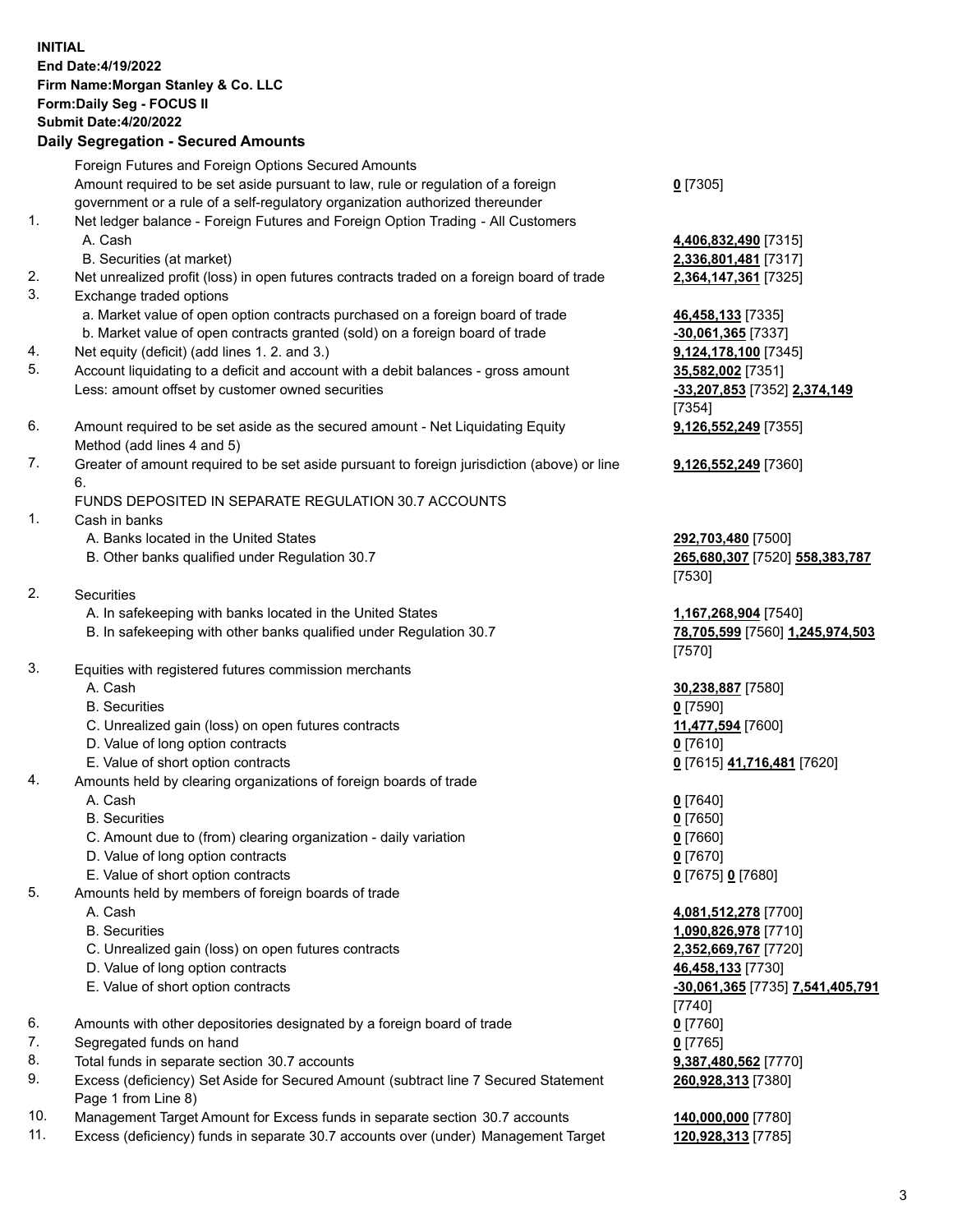**INITIAL**
**End Date:4/19/2022**
**Firm Name:Morgan Stanley & Co. LLC**
**Form:Daily Seg - FOCUS II**
**Submit Date:4/20/2022**

## Daily Segregation - Secured Amounts

| | | |
|---|---|---|
| | Foreign Futures and Foreign Options Secured Amounts | |
| | Amount required to be set aside pursuant to law, rule or regulation of a foreign government or a rule of a self-regulatory organization authorized thereunder | **0** [7305] |
| 1. | Net ledger balance - Foreign Futures and Foreign Option Trading - All Customers | |
| | A. Cash | **4,406,832,490** [7315] |
| | B. Securities (at market) | **2,336,801,481** [7317] |
| 2. | Net unrealized profit (loss) in open futures contracts traded on a foreign board of trade | **2,364,147,361** [7325] |
| 3. | Exchange traded options | |
| | a. Market value of open option contracts purchased on a foreign board of trade | **46,458,133** [7335] |
| | b. Market value of open contracts granted (sold) on a foreign board of trade | **-30,061,365** [7337] |
| 4. | Net equity (deficit) (add lines 1. 2. and 3.) | **9,124,178,100** [7345] |
| 5. | Account liquidating to a deficit and account with a debit balances - gross amount | **35,582,002** [7351] |
| | Less: amount offset by customer owned securities | **-33,207,853** [7352] **2,374,149** [7354] |
| 6. | Amount required to be set aside as the secured amount - Net Liquidating Equity Method (add lines 4 and 5) | **9,126,552,249** [7355] |
| 7. | Greater of amount required to be set aside pursuant to foreign jurisdiction (above) or line 6. | **9,126,552,249** [7360] |
| | FUNDS DEPOSITED IN SEPARATE REGULATION 30.7 ACCOUNTS | |
| 1. | Cash in banks | |
| | A. Banks located in the United States | **292,703,480** [7500] |
| | B. Other banks qualified under Regulation 30.7 | **265,680,307** [7520] **558,383,787** [7530] |
| 2. | Securities | |
| | A. In safekeeping with banks located in the United States | **1,167,268,904** [7540] |
| | B. In safekeeping with other banks qualified under Regulation 30.7 | **78,705,599** [7560] **1,245,974,503** [7570] |
| 3. | Equities with registered futures commission merchants | |
| | A. Cash | **30,238,887** [7580] |
| | B. Securities | **0** [7590] |
| | C. Unrealized gain (loss) on open futures contracts | **11,477,594** [7600] |
| | D. Value of long option contracts | **0** [7610] |
| | E. Value of short option contracts | **0** [7615] **41,716,481** [7620] |
| 4. | Amounts held by clearing organizations of foreign boards of trade | |
| | A. Cash | **0** [7640] |
| | B. Securities | **0** [7650] |
| | C. Amount due to (from) clearing organization - daily variation | **0** [7660] |
| | D. Value of long option contracts | **0** [7670] |
| | E. Value of short option contracts | **0** [7675] **0** [7680] |
| 5. | Amounts held by members of foreign boards of trade | |
| | A. Cash | **4,081,512,278** [7700] |
| | B. Securities | **1,090,826,978** [7710] |
| | C. Unrealized gain (loss) on open futures contracts | **2,352,669,767** [7720] |
| | D. Value of long option contracts | **46,458,133** [7730] |
| | E. Value of short option contracts | **-30,061,365** [7735] **7,541,405,791** [7740] |
| 6. | Amounts with other depositories designated by a foreign board of trade | **0** [7760] |
| 7. | Segregated funds on hand | **0** [7765] |
| 8. | Total funds in separate section 30.7 accounts | **9,387,480,562** [7770] |
| 9. | Excess (deficiency) Set Aside for Secured Amount (subtract line 7 Secured Statement Page 1 from Line 8) | **260,928,313** [7380] |
| 10. | Management Target Amount for Excess funds in separate section 30.7 accounts | **140,000,000** [7780] |
| 11. | Excess (deficiency) funds in separate 30.7 accounts over (under) Management Target | **120,928,313** [7785] |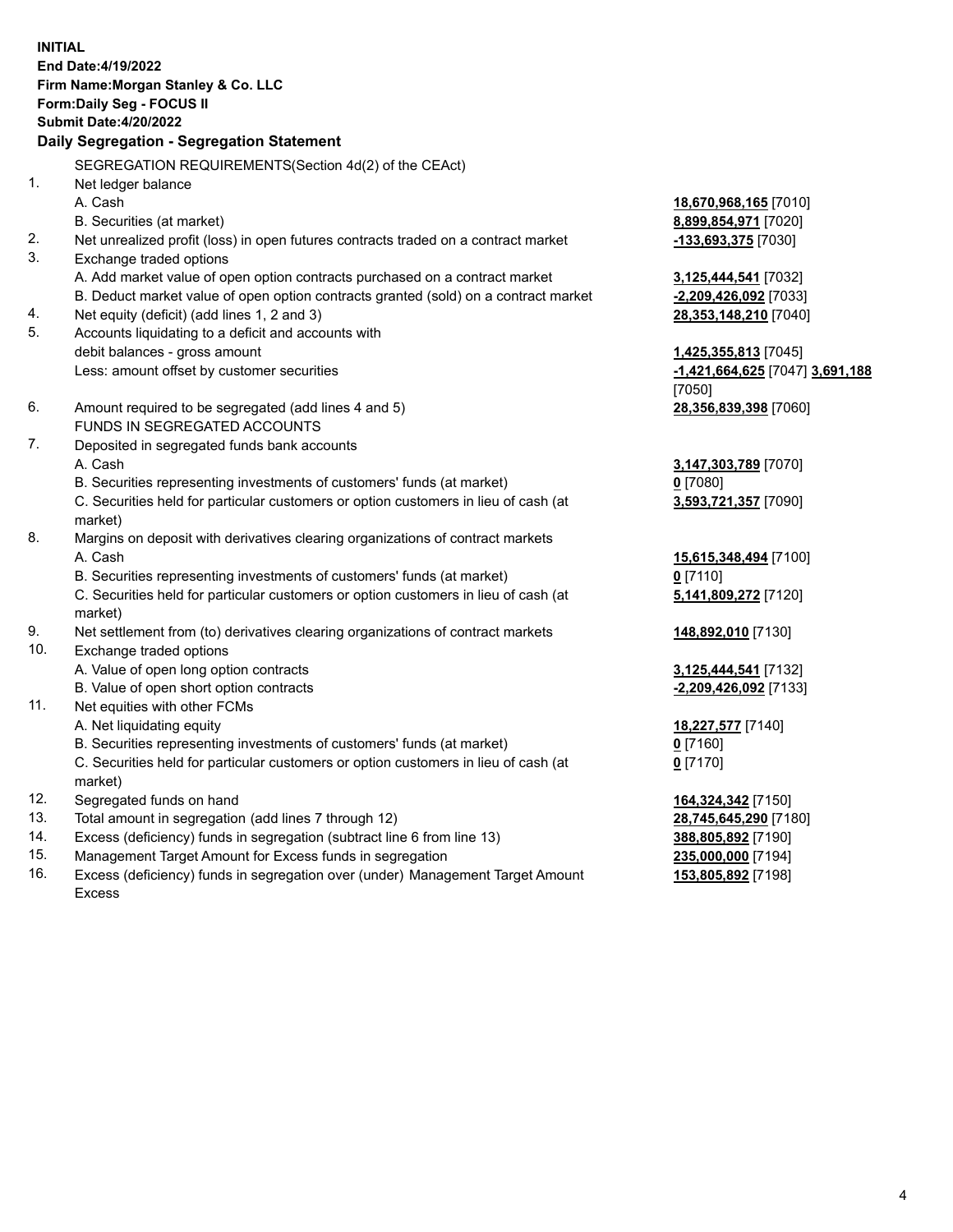**INITIAL**
**End Date:4/19/2022**
**Firm Name:Morgan Stanley & Co. LLC**
**Form:Daily Seg - FOCUS II**
**Submit Date:4/20/2022**

## Daily Segregation - Segregation Statement

SEGREGATION REQUIREMENTS(Section 4d(2) of the CEAct)

| | | |
|---|---|---|
| 1. | Net ledger balance | |
| | A. Cash | **18,670,968,165** [7010] |
| | B. Securities (at market) | **8,899,854,971** [7020] |
| 2. | Net unrealized profit (loss) in open futures contracts traded on a contract market | **-133,693,375** [7030] |
| 3. | Exchange traded options | |
| | A. Add market value of open option contracts purchased on a contract market | **3,125,444,541** [7032] |
| | B. Deduct market value of open option contracts granted (sold) on a contract market | **-2,209,426,092** [7033] |
| 4. | Net equity (deficit) (add lines 1, 2 and 3) | **28,353,148,210** [7040] |
| 5. | Accounts liquidating to a deficit and accounts with debit balances - gross amount | **1,425,355,813** [7045] |
| | Less: amount offset by customer securities | **-1,421,664,625** [7047] **3,691,188** [7050] |
| 6. | Amount required to be segregated (add lines 4 and 5) | **28,356,839,398** [7060] |
| | FUNDS IN SEGREGATED ACCOUNTS | |
| 7. | Deposited in segregated funds bank accounts | |
| | A. Cash | **3,147,303,789** [7070] |
| | B. Securities representing investments of customers' funds (at market) | **0** [7080] |
| | C. Securities held for particular customers or option customers in lieu of cash (at market) | **3,593,721,357** [7090] |
| 8. | Margins on deposit with derivatives clearing organizations of contract markets | |
| | A. Cash | **15,615,348,494** [7100] |
| | B. Securities representing investments of customers' funds (at market) | **0** [7110] |
| | C. Securities held for particular customers or option customers in lieu of cash (at market) | **5,141,809,272** [7120] |
| 9. | Net settlement from (to) derivatives clearing organizations of contract markets | **148,892,010** [7130] |
| 10. | Exchange traded options | |
| | A. Value of open long option contracts | **3,125,444,541** [7132] |
| | B. Value of open short option contracts | **-2,209,426,092** [7133] |
| 11. | Net equities with other FCMs | |
| | A. Net liquidating equity | **18,227,577** [7140] |
| | B. Securities representing investments of customers' funds (at market) | **0** [7160] |
| | C. Securities held for particular customers or option customers in lieu of cash (at market) | **0** [7170] |
| 12. | Segregated funds on hand | **164,324,342** [7150] |
| 13. | Total amount in segregation (add lines 7 through 12) | **28,745,645,290** [7180] |
| 14. | Excess (deficiency) funds in segregation (subtract line 6 from line 13) | **388,805,892** [7190] |
| 15. | Management Target Amount for Excess funds in segregation | **235,000,000** [7194] |
| 16. | Excess (deficiency) funds in segregation over (under) Management Target Amount Excess | **153,805,892** [7198] |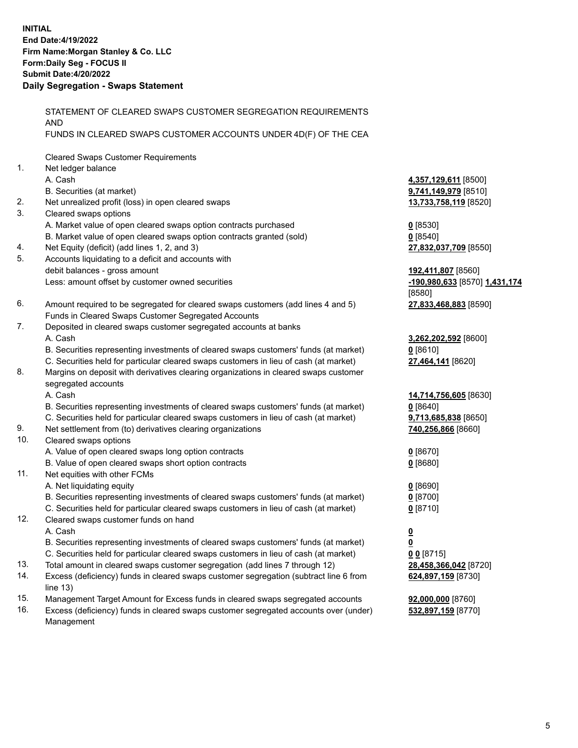**INITIAL**
**End Date:4/19/2022**
**Firm Name:Morgan Stanley & Co. LLC**
**Form:Daily Seg - FOCUS II**
**Submit Date:4/20/2022**
**Daily Segregation - Swaps Statement**

STATEMENT OF CLEARED SWAPS CUSTOMER SEGREGATION REQUIREMENTS AND
FUNDS IN CLEARED SWAPS CUSTOMER ACCOUNTS UNDER 4D(F) OF THE CEA

| | | |
|---|---|---|
| | Cleared Swaps Customer Requirements | |
| 1. | Net ledger balance | |
| | A. Cash | **4,357,129,611** [8500] |
| | B. Securities (at market) | **9,741,149,979** [8510] |
| 2. | Net unrealized profit (loss) in open cleared swaps | **13,733,758,119** [8520] |
| 3. | Cleared swaps options | |
| | A. Market value of open cleared swaps option contracts purchased | **0** [8530] |
| | B. Market value of open cleared swaps option contracts granted (sold) | **0** [8540] |
| 4. | Net Equity (deficit) (add lines 1, 2, and 3) | **27,832,037,709** [8550] |
| 5. | Accounts liquidating to a deficit and accounts with debit balances - gross amount | **192,411,807** [8560] |
| | Less: amount offset by customer owned securities | **-190,980,633** [8570] **1,431,174** [8580] |
| 6. | Amount required to be segregated for cleared swaps customers (add lines 4 and 5) | **27,833,468,883** [8590] |
| | Funds in Cleared Swaps Customer Segregated Accounts | |
| 7. | Deposited in cleared swaps customer segregated accounts at banks | |
| | A. Cash | **3,262,202,592** [8600] |
| | B. Securities representing investments of cleared swaps customers' funds (at market) | **0** [8610] |
| | C. Securities held for particular cleared swaps customers in lieu of cash (at market) | **27,464,141** [8620] |
| 8. | Margins on deposit with derivatives clearing organizations in cleared swaps customer segregated accounts | |
| | A. Cash | **14,714,756,605** [8630] |
| | B. Securities representing investments of cleared swaps customers' funds (at market) | **0** [8640] |
| | C. Securities held for particular cleared swaps customers in lieu of cash (at market) | **9,713,685,838** [8650] |
| 9. | Net settlement from (to) derivatives clearing organizations | **740,256,866** [8660] |
| 10. | Cleared swaps options | |
| | A. Value of open cleared swaps long option contracts | **0** [8670] |
| | B. Value of open cleared swaps short option contracts | **0** [8680] |
| 11. | Net equities with other FCMs | |
| | A. Net liquidating equity | **0** [8690] |
| | B. Securities representing investments of cleared swaps customers' funds (at market) | **0** [8700] |
| | C. Securities held for particular cleared swaps customers in lieu of cash (at market) | **0** [8710] |
| 12. | Cleared swaps customer funds on hand | |
| | A. Cash | **0** |
| | B. Securities representing investments of cleared swaps customers' funds (at market) | **0** |
| | C. Securities held for particular cleared swaps customers in lieu of cash (at market) | **0** **0** [8715] |
| 13. | Total amount in cleared swaps customer segregation (add lines 7 through 12) | **28,458,366,042** [8720] |
| 14. | Excess (deficiency) funds in cleared swaps customer segregation (subtract line 6 from line 13) | **624,897,159** [8730] |
| 15. | Management Target Amount for Excess funds in cleared swaps segregated accounts | **92,000,000** [8760] |
| 16. | Excess (deficiency) funds in cleared swaps customer segregated accounts over (under) Management | **532,897,159** [8770] |